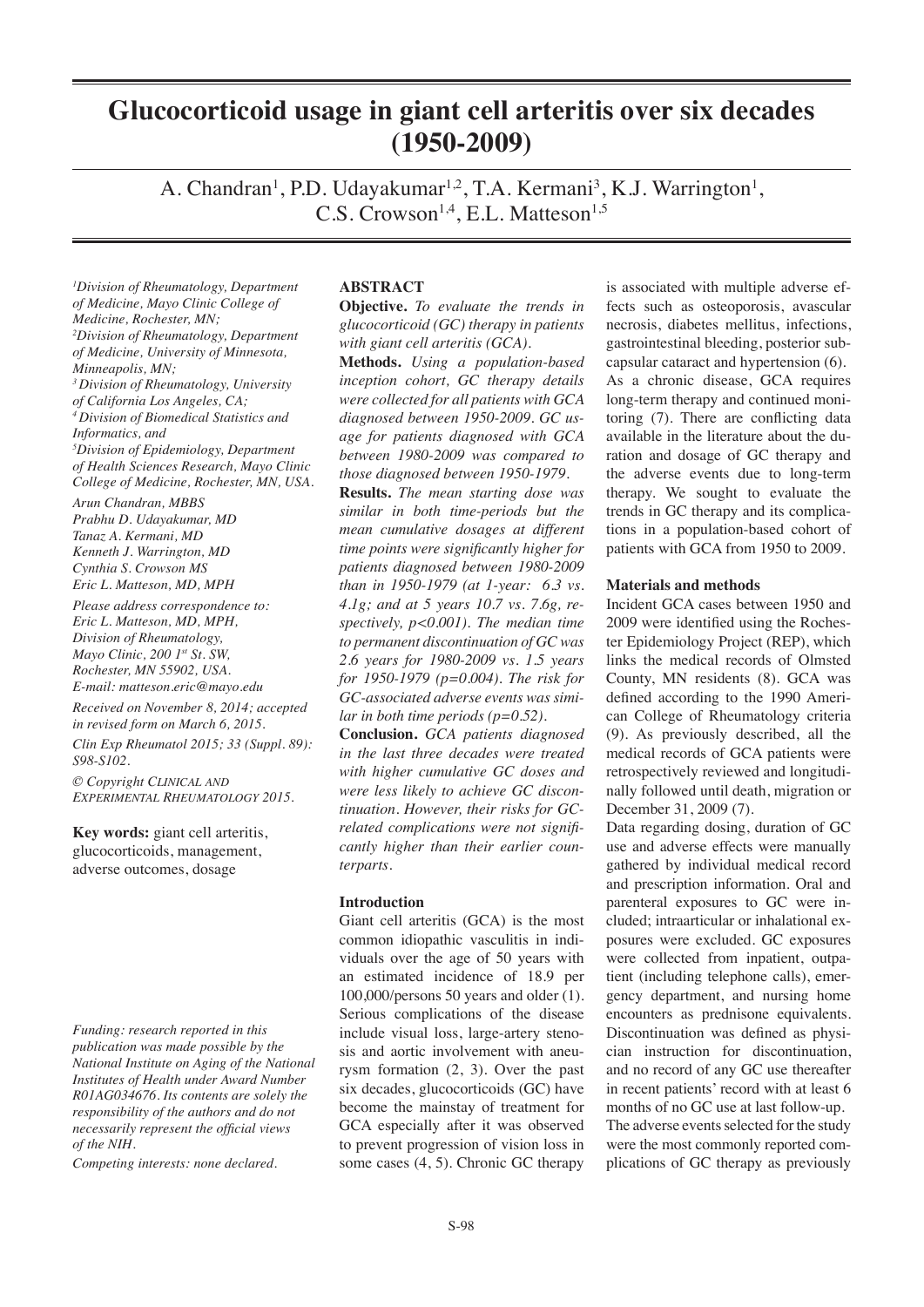# Glucocorticoid usage in giant cell arteritis over six decades (1950-2009)

A. Chandran[1], P.D. Udayakumar[1,2], T.A. Kermani[3], K.J. Warrington[1], C.S. Crowson[1,4], E.L. Matteson[1,5]

*[1]Division of Rheumatology, Department of Medicine, Mayo Clinic College of Medicine, Rochester, MN;*
*[2]Division of Rheumatology, Department of Medicine, University of Minnesota, Minneapolis, MN;*
*[3]Division of Rheumatology, University of California Los Angeles, CA;*
*[4]Division of Biomedical Statistics and Informatics, and*
*[5]Division of Epidemiology, Department of Health Sciences Research, Mayo Clinic College of Medicine, Rochester, MN, USA.*

*Arun Chandran, MBBS*
*Prabhu D. Udayakumar, MD*
*Tanaz A. Kermani, MD*
*Kenneth J. Warrington, MD*
*Cynthia S. Crowson MS*
*Eric L. Matteson, MD, MPH*

*Please address correspondence to:*
*Eric L. Matteson, MD, MPH,*
*Division of Rheumatology,*
*Mayo Clinic, 200 1st St. SW,*
*Rochester, MN 55902, USA.*
*E-mail: matteson.eric@mayo.edu*

*Received on November 8, 2014; accepted in revised form on March 6, 2015.*

*Clin Exp Rheumatol 2015; 33 (Suppl. 89): S98-S102.*

*© Copyright Clinical and Experimental Rheumatology 2015.*

**Key words:** giant cell arteritis, glucocorticoids, management, adverse outcomes, dosage

*Funding: research reported in this publication was made possible by the National Institute on Aging of the National Institutes of Health under Award Number R01AG034676. Its contents are solely the responsibility of the authors and do not necessarily represent the official views of the NIH.*

*Competing interests: none declared.*

## ABSTRACT

**Objective.** *To evaluate the trends in glucocorticoid (GC) therapy in patients with giant cell arteritis (GCA).*

**Methods.** *Using a population-based inception cohort, GC therapy details were collected for all patients with GCA diagnosed between 1950-2009. GC usage for patients diagnosed with GCA between 1980-2009 was compared to those diagnosed between 1950-1979.*

**Results.** *The mean starting dose was similar in both time-periods but the mean cumulative dosages at different time points were significantly higher for patients diagnosed between 1980-2009 than in 1950-1979 (at 1-year: 6.3 vs. 4.1g; and at 5 years 10.7 vs. 7.6g, respectively, $p<0.001$). The median time to permanent discontinuation of GC was 2.6 years for 1980-2009 vs. 1.5 years for 1950-1979 ($p=0.004$). The risk for GC-associated adverse events was similar in both time periods ($p=0.52$).*

**Conclusion.** *GCA patients diagnosed in the last three decades were treated with higher cumulative GC doses and were less likely to achieve GC discontinuation. However, their risks for GC-related complications were not significantly higher than their earlier counterparts.*

## Introduction

Giant cell arteritis (GCA) is the most common idiopathic vasculitis in individuals over the age of 50 years with an estimated incidence of 18.9 per 100,000/persons 50 years and older (1). Serious complications of the disease include visual loss, large-artery stenosis and aortic involvement with aneurysm formation (2, 3). Over the past six decades, glucocorticoids (GC) have become the mainstay of treatment for GCA especially after it was observed to prevent progression of vision loss in some cases (4, 5). Chronic GC therapy is associated with multiple adverse effects such as osteoporosis, avascular necrosis, diabetes mellitus, infections, gastrointestinal bleeding, posterior subcapsular cataract and hypertension (6). As a chronic disease, GCA requires long-term therapy and continued monitoring (7). There are conflicting data available in the literature about the duration and dosage of GC therapy and the adverse events due to long-term therapy. We sought to evaluate the trends in GC therapy and its complications in a population-based cohort of patients with GCA from 1950 to 2009.

## Materials and methods

Incident GCA cases between 1950 and 2009 were identified using the Rochester Epidemiology Project (REP), which links the medical records of Olmsted County, MN residents (8). GCA was defined according to the 1990 American College of Rheumatology criteria (9). As previously described, all the medical records of GCA patients were retrospectively reviewed and longitudinally followed until death, migration or December 31, 2009 (7).

Data regarding dosing, duration of GC use and adverse effects were manually gathered by individual medical record and prescription information. Oral and parenteral exposures to GC were included; intraarticular or inhalational exposures were excluded. GC exposures were collected from inpatient, outpatient (including telephone calls), emergency department, and nursing home encounters as prednisone equivalents. Discontinuation was defined as physician instruction for discontinuation, and no record of any GC use thereafter in recent patients' record with at least 6 months of no GC use at last follow-up.

The adverse events selected for the study were the most commonly reported complications of GC therapy as previously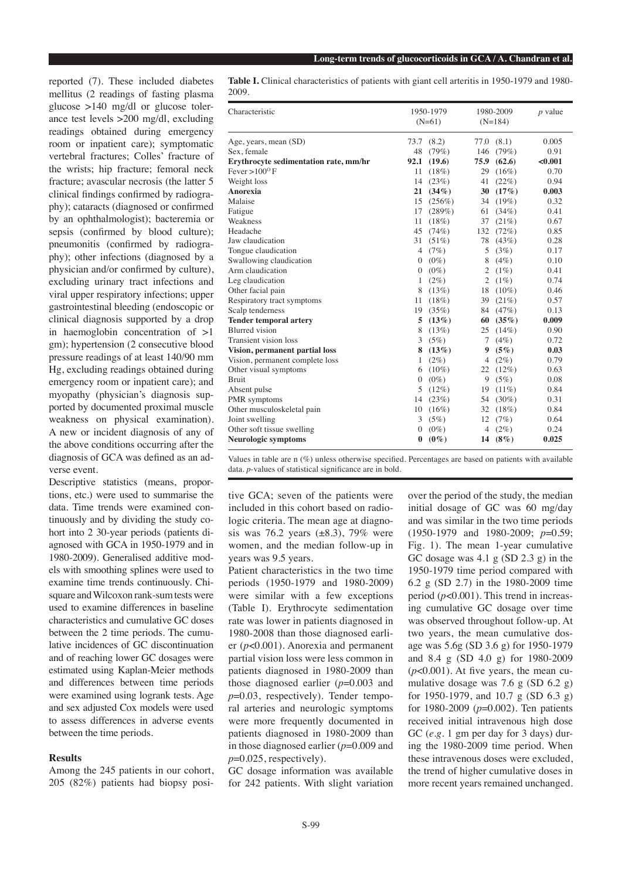reported (7). These included diabetes mellitus (2 readings of fasting plasma glucose >140 mg/dl or glucose tolerance test levels >200 mg/dl, excluding readings obtained during emergency room or inpatient care); symptomatic vertebral fractures; Colles' fracture of the wrists; hip fracture; femoral neck fracture; avascular necrosis (the latter 5 clinical findings confirmed by radiography); cataracts (diagnosed or confirmed by an ophthalmologist); bacteremia or sepsis (confirmed by blood culture); pneumonitis (confirmed by radiography); other infections (diagnosed by a physician and/or confirmed by culture), excluding urinary tract infections and viral upper respiratory infections; upper gastrointestinal bleeding (endoscopic or clinical diagnosis supported by a drop in haemoglobin concentration of >1 gm); hypertension (2 consecutive blood pressure readings of at least 140/90 mm Hg, excluding readings obtained during emergency room or inpatient care); and myopathy (physician's diagnosis supported by documented proximal muscle weakness on physical examination). A new or incident diagnosis of any of the above conditions occurring after the diagnosis of GCA was defined as an adverse event.

Descriptive statistics (means, proportions, etc.) were used to summarise the data. Time trends were examined continuously and by dividing the study cohort into 2 30-year periods (patients diagnosed with GCA in 1950-1979 and in 1980-2009). Generalised additive models with smoothing splines were used to examine time trends continuously. Chi-square and Wilcoxon rank-sum tests were used to examine differences in baseline characteristics and cumulative GC doses between the 2 time periods. The cumulative incidences of GC discontinuation and of reaching lower GC dosages were estimated using Kaplan-Meier methods and differences between time periods were examined using logrank tests. Age and sex adjusted Cox models were used to assess differences in adverse events between the time periods.

## Results

Among the 245 patients in our cohort, 205 (82%) patients had biopsy positive GCA; seven of the patients were included in this cohort based on radiologic criteria. The mean age at diagnosis was 76.2 years (±8.3), 79% were women, and the median follow-up in years was 9.5 years.

Patient characteristics in the two time periods (1950-1979 and 1980-2009) were similar with a few exceptions (Table I). Erythrocyte sedimentation rate was lower in patients diagnosed in 1980-2008 than those diagnosed earlier ($p$<0.001). Anorexia and permanent partial vision loss were less common in patients diagnosed in 1980-2009 than those diagnosed earlier ($p$=0.003 and $p$=0.03, respectively). Tender temporal arteries and neurologic symptoms were more frequently documented in patients diagnosed in 1980-2009 than in those diagnosed earlier ($p$=0.009 and $p$=0.025, respectively).

GC dosage information was available for 242 patients. With slight variation over the period of the study, the median initial dosage of GC was 60 mg/day and was similar in the two time periods (1950-1979 and 1980-2009; $p$=0.59; Fig. 1). The mean 1-year cumulative GC dosage was 4.1 g (SD 2.3 g) in the 1950-1979 time period compared with 6.2 g (SD 2.7) in the 1980-2009 time period ($p$<0.001). This trend in increasing cumulative GC dosage over time was observed throughout follow-up. At two years, the mean cumulative dosage was 5.6g (SD 3.6 g) for 1950-1979 and 8.4 g (SD 4.0 g) for 1980-2009 ($p$<0.001). At five years, the mean cumulative dosage was 7.6 g (SD 6.2 g) for 1950-1979, and 10.7 g (SD 6.3 g) for 1980-2009 ($p$=0.002). Ten patients received initial intravenous high dose GC (*e.g.* 1 gm per day for 3 days) during the 1980-2009 time period. When these intravenous doses were excluded, the trend of higher cumulative doses in more recent years remained unchanged.

**Table I.** Clinical characteristics of patients with giant cell arteritis in 1950-1979 and 1980-2009.

| Characteristic | 1950-1979 (N=61) | | 1980-2009 (N=184) | | *p* value |
|---|---|---|---|---|---|
| Age, years, mean (SD) | 73.7 | (8.2) | 77.0 | (8.1) | 0.005 |
| Sex, female | 48 | (79%) | 146 | (79%) | 0.91 |
| **Erythrocyte sedimentation rate, mm/hr** | **92.1** | **(19.6)** | **75.9** | **(62.6)** | **<0.001** |
| Fever >100$^{O}$F | 11 | (18%) | 29 | (16%) | 0.70 |
| Weight loss | 14 | (23%) | 41 | (22%) | 0.94 |
| **Anorexia** | **21** | **(34%)** | **30** | **(17%)** | **0.003** |
| Malaise | 15 | (256%) | 34 | (19%) | 0.32 |
| Fatigue | 17 | (289%) | 61 | (34%) | 0.41 |
| Weakness | 11 | (18%) | 37 | (21%) | 0.67 |
| Headache | 45 | (74%) | 132 | (72%) | 0.85 |
| Jaw claudication | 31 | (51%) | 78 | (43%) | 0.28 |
| Tongue claudication | 4 | (7%) | 5 | (3%) | 0.17 |
| Swallowing claudication | 0 | (0%) | 8 | (4%) | 0.10 |
| Arm claudication | 0 | (0%) | 2 | (1%) | 0.41 |
| Leg claudication | 1 | (2%) | 2 | (1%) | 0.74 |
| Other facial pain | 8 | (13%) | 18 | (10%) | 0.46 |
| Respiratory tract symptoms | 11 | (18%) | 39 | (21%) | 0.57 |
| Scalp tenderness | 19 | (35%) | 84 | (47%) | 0.13 |
| **Tender temporal artery** | **5** | **(13%)** | **60** | **(35%)** | **0.009** |
| Blurred vision | 8 | (13%) | 25 | (14%) | 0.90 |
| Transient vision loss | 3 | (5%) | 7 | (4%) | 0.72 |
| **Vision, permanent partial loss** | **8** | **(13%)** | **9** | **(5%)** | **0.03** |
| Vision, permanent complete loss | 1 | (2%) | 4 | (2%) | 0.79 |
| Other visual symptoms | 6 | (10%) | 22 | (12%) | 0.63 |
| Bruit | 0 | (0%) | 9 | (5%) | 0.08 |
| Absent pulse | 5 | (12%) | 19 | (11%) | 0.84 |
| PMR symptoms | 14 | (23%) | 54 | (30%) | 0.31 |
| Other musculoskeletal pain | 10 | (16%) | 32 | (18%) | 0.84 |
| Joint swelling | 3 | (5%) | 12 | (7%) | 0.64 |
| Other soft tissue swelling | 0 | (0%) | 4 | (2%) | 0.24 |
| **Neurologic symptoms** | **0** | **(0%)** | **14** | **(8%)** | **0.025** |

Values in table are n (%) unless otherwise specified. Percentages are based on patients with available data. *p*-values of statistical significance are in bold.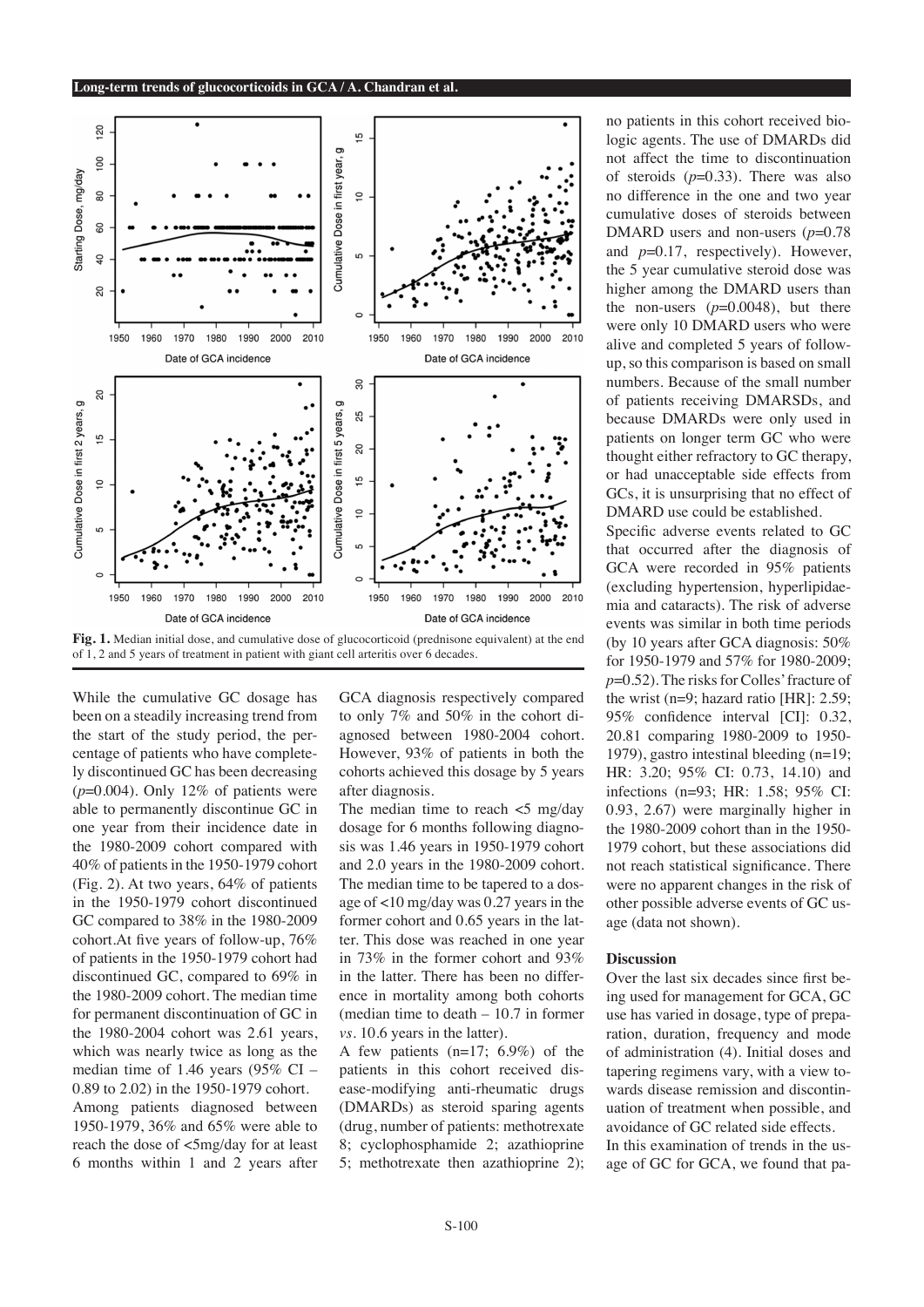**Fig. 1.** Median initial dose, and cumulative dose of glucocorticoid (prednisone equivalent) at the end of 1, 2 and 5 years of treatment in patient with giant cell arteritis over 6 decades.

While the cumulative GC dosage has been on a steadily increasing trend from the start of the study period, the percentage of patients who have completely discontinued GC has been decreasing ($p$=0.004). Only 12% of patients were able to permanently discontinue GC in one year from their incidence date in the 1980-2009 cohort compared with 40% of patients in the 1950-1979 cohort (Fig. 2). At two years, 64% of patients in the 1950-1979 cohort discontinued GC compared to 38% in the 1980-2009 cohort.At five years of follow-up, 76% of patients in the 1950-1979 cohort had discontinued GC, compared to 69% in the 1980-2009 cohort. The median time for permanent discontinuation of GC in the 1980-2004 cohort was 2.61 years, which was nearly twice as long as the median time of 1.46 years (95% CI – 0.89 to 2.02) in the 1950-1979 cohort.

Among patients diagnosed between 1950-1979, 36% and 65% were able to reach the dose of <5mg/day for at least 6 months within 1 and 2 years after GCA diagnosis respectively compared to only 7% and 50% in the cohort diagnosed between 1980-2004 cohort. However, 93% of patients in both the cohorts achieved this dosage by 5 years after diagnosis.

The median time to reach <5 mg/day dosage for 6 months following diagnosis was 1.46 years in 1950-1979 cohort and 2.0 years in the 1980-2009 cohort. The median time to be tapered to a dosage of <10 mg/day was 0.27 years in the former cohort and 0.65 years in the latter. This dose was reached in one year in 73% in the former cohort and 93% in the latter. There has been no difference in mortality among both cohorts (median time to death – 10.7 in former *vs.* 10.6 years in the latter).

A few patients (n=17; 6.9%) of the patients in this cohort received disease-modifying anti-rheumatic drugs (DMARDs) as steroid sparing agents (drug, number of patients: methotrexate 8; cyclophosphamide 2; azathioprine 5; methotrexate then azathioprine 2); no patients in this cohort received biologic agents. The use of DMARDs did not affect the time to discontinuation of steroids ($p$=0.33). There was also no difference in the one and two year cumulative doses of steroids between DMARD users and non-users ($p$=0.78 and $p$=0.17, respectively). However, the 5 year cumulative steroid dose was higher among the DMARD users than the non-users ($p$=0.0048), but there were only 10 DMARD users who were alive and completed 5 years of follow-up, so this comparison is based on small numbers. Because of the small number of patients receiving DMARSDs, and because DMARDs were only used in patients on longer term GC who were thought either refractory to GC therapy, or had unacceptable side effects from GCs, it is unsurprising that no effect of DMARD use could be established.

Specific adverse events related to GC that occurred after the diagnosis of GCA were recorded in 95% patients (excluding hypertension, hyperlipidaemia and cataracts). The risk of adverse events was similar in both time periods (by 10 years after GCA diagnosis: 50% for 1950-1979 and 57% for 1980-2009; $p$=0.52). The risks for Colles' fracture of the wrist (n=9; hazard ratio [HR]: 2.59; 95% confidence interval [CI]: 0.32, 20.81 comparing 1980-2009 to 1950-1979), gastro intestinal bleeding (n=19; HR: 3.20; 95% CI: 0.73, 14.10) and infections (n=93; HR: 1.58; 95% CI: 0.93, 2.67) were marginally higher in the 1980-2009 cohort than in the 1950-1979 cohort, but these associations did not reach statistical significance. There were no apparent changes in the risk of other possible adverse events of GC usage (data not shown).

## Discussion

Over the last six decades since first being used for management for GCA, GC use has varied in dosage, type of preparation, duration, frequency and mode of administration (4). Initial doses and tapering regimens vary, with a view towards disease remission and discontinuation of treatment when possible, and avoidance of GC related side effects.

In this examination of trends in the usage of GC for GCA, we found that pa-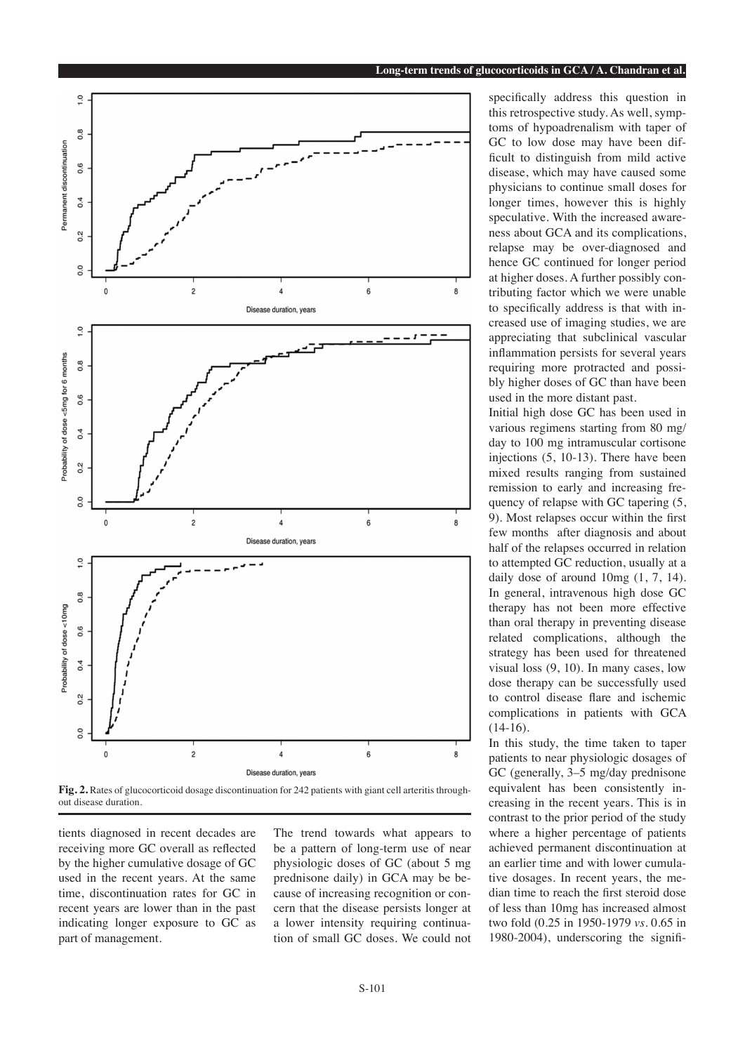**Fig. 2.** Rates of glucocorticoid dosage discontinuation for 242 patients with giant cell arteritis throughout disease duration.

tients diagnosed in recent decades are receiving more GC overall as reflected by the higher cumulative dosage of GC used in the recent years. At the same time, discontinuation rates for GC in recent years are lower than in the past indicating longer exposure to GC as part of management.

The trend towards what appears to be a pattern of long-term use of near physiologic doses of GC (about 5 mg prednisone daily) in GCA may be because of increasing recognition or concern that the disease persists longer at a lower intensity requiring continuation of small GC doses. We could not specifically address this question in this retrospective study. As well, symptoms of hypoadrenalism with taper of GC to low dose may have been difficult to distinguish from mild active disease, which may have caused some physicians to continue small doses for longer times, however this is highly speculative. With the increased awareness about GCA and its complications, relapse may be over-diagnosed and hence GC continued for longer period at higher doses. A further possibly contributing factor which we were unable to specifically address is that with increased use of imaging studies, we are appreciating that subclinical vascular inflammation persists for several years requiring more protracted and possibly higher doses of GC than have been used in the more distant past.

Initial high dose GC has been used in various regimens starting from 80 mg/day to 100 mg intramuscular cortisone injections (5, 10-13). There have been mixed results ranging from sustained remission to early and increasing frequency of relapse with GC tapering (5, 9). Most relapses occur within the first few months after diagnosis and about half of the relapses occurred in relation to attempted GC reduction, usually at a daily dose of around 10mg (1, 7, 14). In general, intravenous high dose GC therapy has not been more effective than oral therapy in preventing disease related complications, although the strategy has been used for threatened visual loss (9, 10). In many cases, low dose therapy can be successfully used to control disease flare and ischemic complications in patients with GCA (14-16).

In this study, the time taken to taper patients to near physiologic dosages of GC (generally, 3–5 mg/day prednisone equivalent has been consistently increasing in the recent years. This is in contrast to the prior period of the study where a higher percentage of patients achieved permanent discontinuation at an earlier time and with lower cumulative dosages. In recent years, the median time to reach the first steroid dose of less than 10mg has increased almost two fold (0.25 in 1950-1979 *vs.* 0.65 in 1980-2004), underscoring the signifi-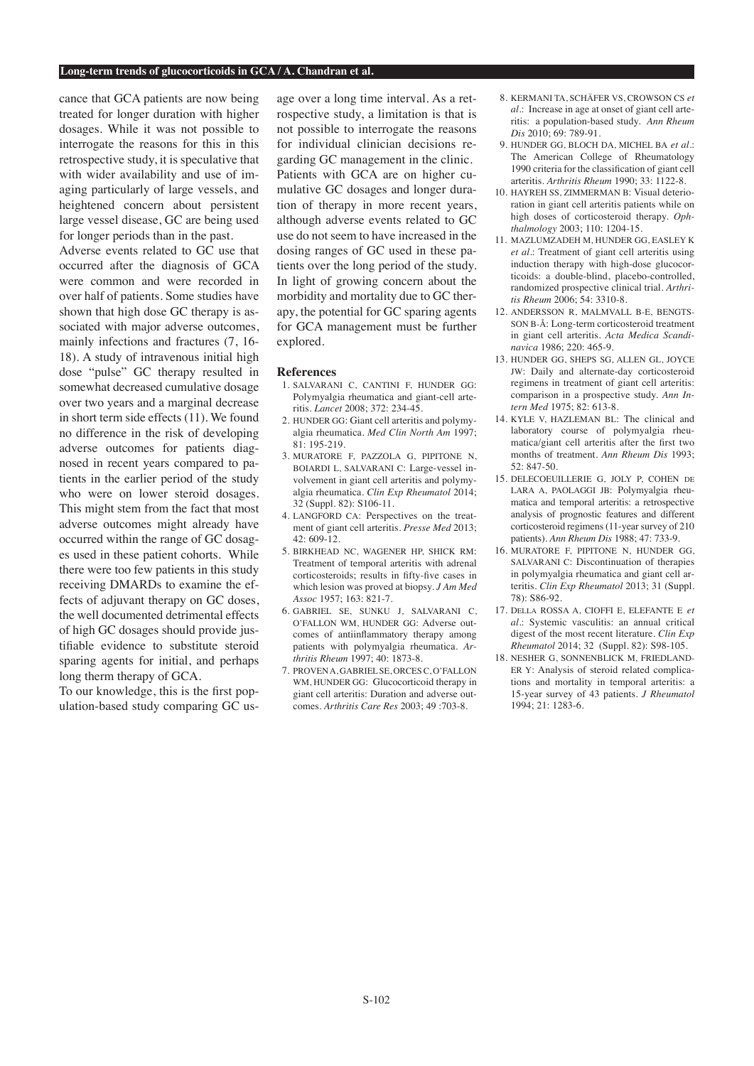cance that GCA patients are now being treated for longer duration with higher dosages. While it was not possible to interrogate the reasons for this in this retrospective study, it is speculative that with wider availability and use of imaging particularly of large vessels, and heightened concern about persistent large vessel disease, GC are being used for longer periods than in the past.

Adverse events related to GC use that occurred after the diagnosis of GCA were common and were recorded in over half of patients. Some studies have shown that high dose GC therapy is associated with major adverse outcomes, mainly infections and fractures (7, 16-18). A study of intravenous initial high dose "pulse" GC therapy resulted in somewhat decreased cumulative dosage over two years and a marginal decrease in short term side effects (11). We found no difference in the risk of developing adverse outcomes for patients diagnosed in recent years compared to patients in the earlier period of the study who were on lower steroid dosages. This might stem from the fact that most adverse outcomes might already have occurred within the range of GC dosages used in these patient cohorts. While there were too few patients in this study receiving DMARDs to examine the effects of adjuvant therapy on GC doses, the well documented detrimental effects of high GC dosages should provide justifiable evidence to substitute steroid sparing agents for initial, and perhaps long therm therapy of GCA.

To our knowledge, this is the first population-based study comparing GC usage over a long time interval. As a retrospective study, a limitation is that is not possible to interrogate the reasons for individual clinician decisions regarding GC management in the clinic.

Patients with GCA are on higher cumulative GC dosages and longer duration of therapy in more recent years, although adverse events related to GC use do not seem to have increased in the dosing ranges of GC used in these patients over the long period of the study. In light of growing concern about the morbidity and mortality due to GC therapy, the potential for GC sparing agents for GCA management must be further explored.

## References

1. SALVARANI C, CANTINI F, HUNDER GG: Polymyalgia rheumatica and giant-cell arteritis. *Lancet* 2008; 372: 234-45.
2. HUNDER GG: Giant cell arteritis and polymyalgia rheumatica. *Med Clin North Am* 1997; 81: 195-219.
3. MURATORE F, PAZZOLA G, PIPITONE N, BOIARDI L, SALVARANI C: Large-vessel involvement in giant cell arteritis and polymyalgia rheumatica. *Clin Exp Rheumatol* 2014; 32 (Suppl. 82): S106-11.
4. LANGFORD CA: Perspectives on the treatment of giant cell arteritis. *Presse Med* 2013; 42: 609-12.
5. BIRKHEAD NC, WAGENER HP, SHICK RM: Treatment of temporal arteritis with adrenal corticosteroids; results in fifty-five cases in which lesion was proved at biopsy. *J Am Med Assoc* 1957; 163: 821-7.
6. GABRIEL SE, SUNKU J, SALVARANI C, O'FALLON WM, HUNDER GG: Adverse outcomes of antiinflammatory therapy among patients with polymyalgia rheumatica. *Arthritis Rheum* 1997; 40: 1873-8.
7. PROVEN A, GABRIEL SE, ORCES C, O'FALLON WM, HUNDER GG: Glucocorticoid therapy in giant cell arteritis: Duration and adverse outcomes. *Arthritis Care Res* 2003; 49 :703-8.
8. KERMANI TA, SCHÄFER VS, CROWSON CS *et al.*: Increase in age at onset of giant cell arteritis: a population-based study. *Ann Rheum Dis* 2010; 69: 789-91.
9. HUNDER GG, BLOCH DA, MICHEL BA *et al.*: The American College of Rheumatology 1990 criteria for the classification of giant cell arteritis. *Arthritis Rheum* 1990; 33: 1122-8.
10. HAYREH SS, ZIMMERMAN B: Visual deterioration in giant cell arteritis patients while on high doses of corticosteroid therapy. *Ophthalmology* 2003; 110: 1204-15.
11. MAZLUMZADEH M, HUNDER GG, EASLEY K *et al.*: Treatment of giant cell arteritis using induction therapy with high-dose glucocorticoids: a double-blind, placebo-controlled, randomized prospective clinical trial. *Arthritis Rheum* 2006; 54: 3310-8.
12. ANDERSSON R, MALMVALL B-E, BENGTSSON B-Å: Long-term corticosteroid treatment in giant cell arteritis. *Acta Medica Scandinavica* 1986; 220: 465-9.
13. HUNDER GG, SHEPS SG, ALLEN GL, JOYCE JW: Daily and alternate-day corticosteroid regimens in treatment of giant cell arteritis: comparison in a prospective study. *Ann Intern Med* 1975; 82: 613-8.
14. KYLE V, HAZLEMAN BL: The clinical and laboratory course of polymyalgia rheumatica/giant cell arteritis after the first two months of treatment. *Ann Rheum Dis* 1993; 52: 847-50.
15. DELECOEUILLERIE G, JOLY P, COHEN DE LARA A, PAOLAGGI JB: Polymyalgia rheumatica and temporal arteritis: a retrospective analysis of prognostic features and different corticosteroid regimens (11-year survey of 210 patients). *Ann Rheum Dis* 1988; 47: 733-9.
16. MURATORE F, PIPITONE N, HUNDER GG, SALVARANI C: Discontinuation of therapies in polymyalgia rheumatica and giant cell arteritis. *Clin Exp Rheumatol* 2013; 31 (Suppl. 78): S86-92.
17. DELLA ROSSA A, CIOFFI E, ELEFANTE E *et al.*: Systemic vasculitis: an annual critical digest of the most recent literature. *Clin Exp Rheumatol* 2014; 32 (Suppl. 82): S98-105.
18. NESHER G, SONNENBLICK M, FRIEDLANDER Y: Analysis of steroid related complications and mortality in temporal arteritis: a 15-year survey of 43 patients. *J Rheumatol* 1994; 21: 1283-6.